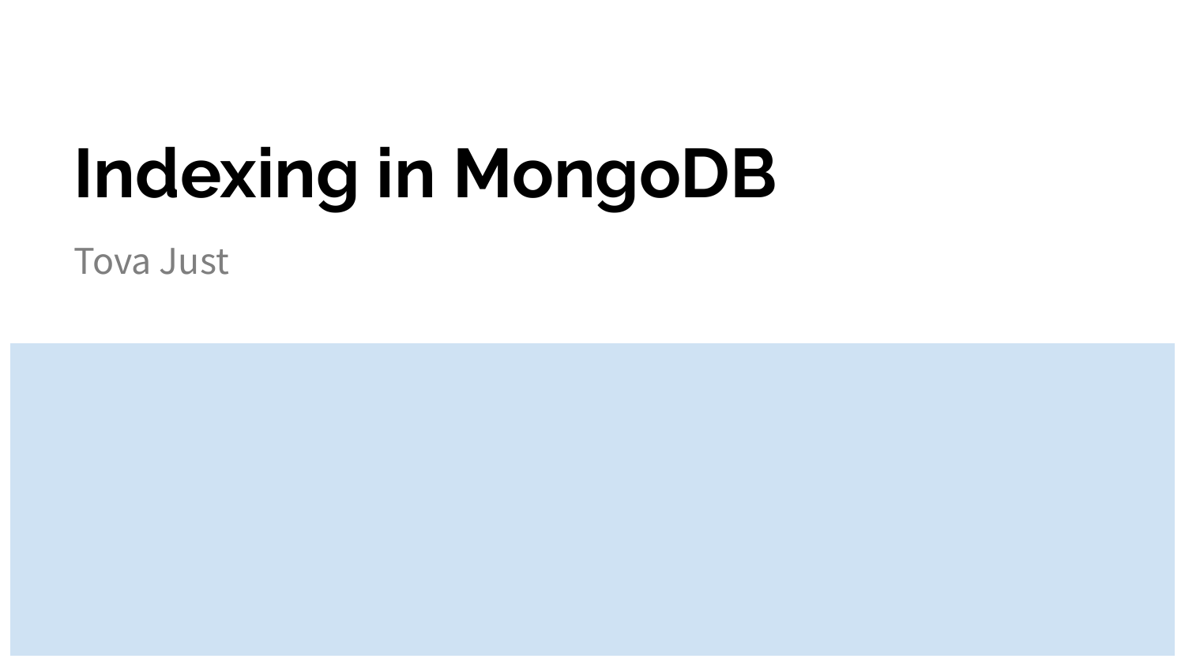# Indexing in MongoDB

Tova Just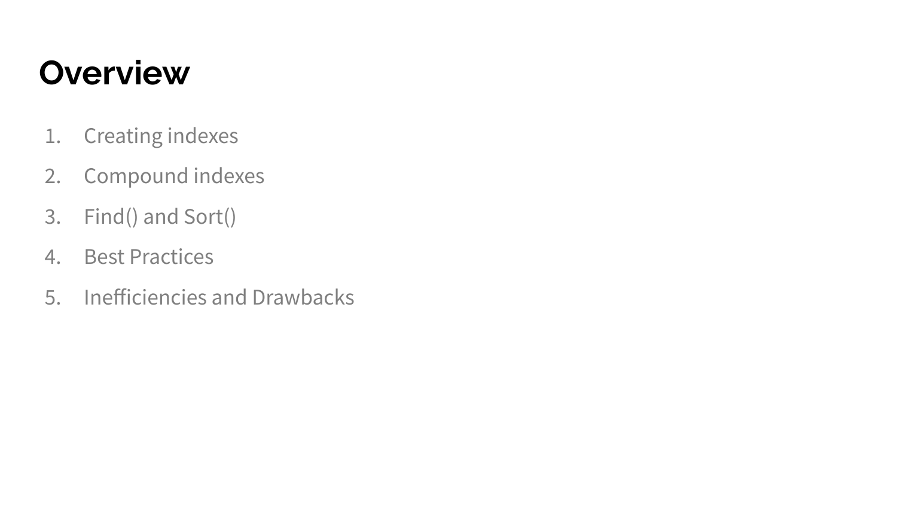# Overview

1. Creating indexes
2. Compound indexes
3. Find() and Sort()
4. Best Practices
5. Inefficiencies and Drawbacks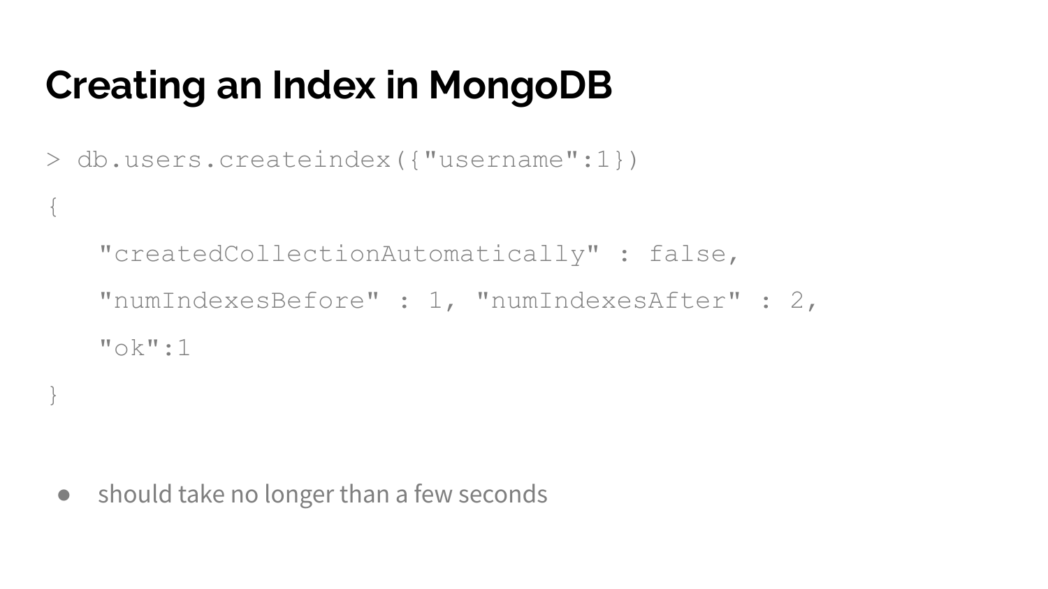# Creating an Index in MongoDB

```
> db.users.createindex({"username":1})
{
    "createdCollectionAutomatically" : false,
    "numIndexesBefore" : 1, "numIndexesAfter" : 2,
    "ok":1
}
```

- should take no longer than a few seconds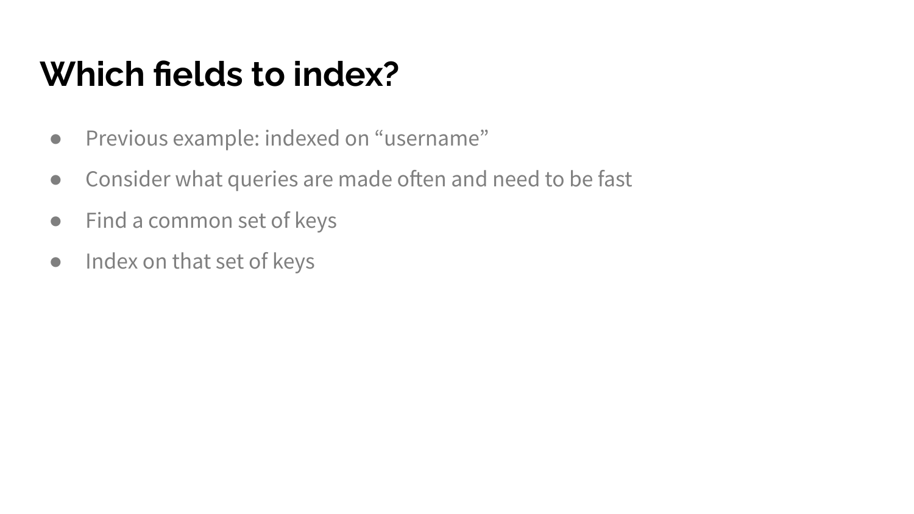# Which fields to index?

- Previous example: indexed on “username”
- Consider what queries are made often and need to be fast
- Find a common set of keys
- Index on that set of keys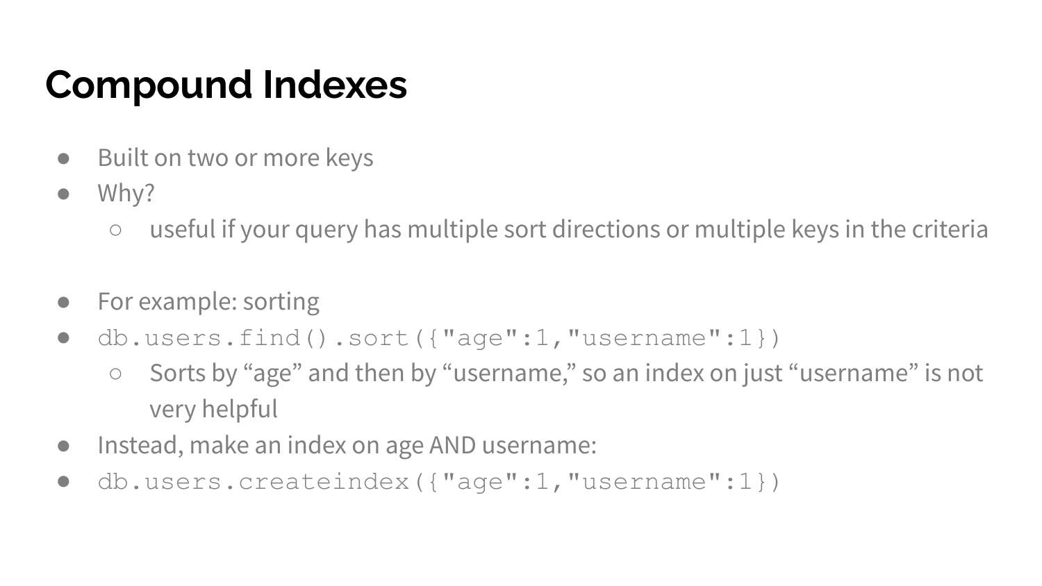# Compound Indexes

- Built on two or more keys
- Why?
  - useful if your query has multiple sort directions or multiple keys in the criteria

- For example: sorting
- `db.users.find().sort({"age":1,"username":1})`
  - Sorts by “age” and then by “username,” so an index on just “username” is not very helpful
- Instead, make an index on age AND username:
- `db.users.createindex({"age":1,"username":1})`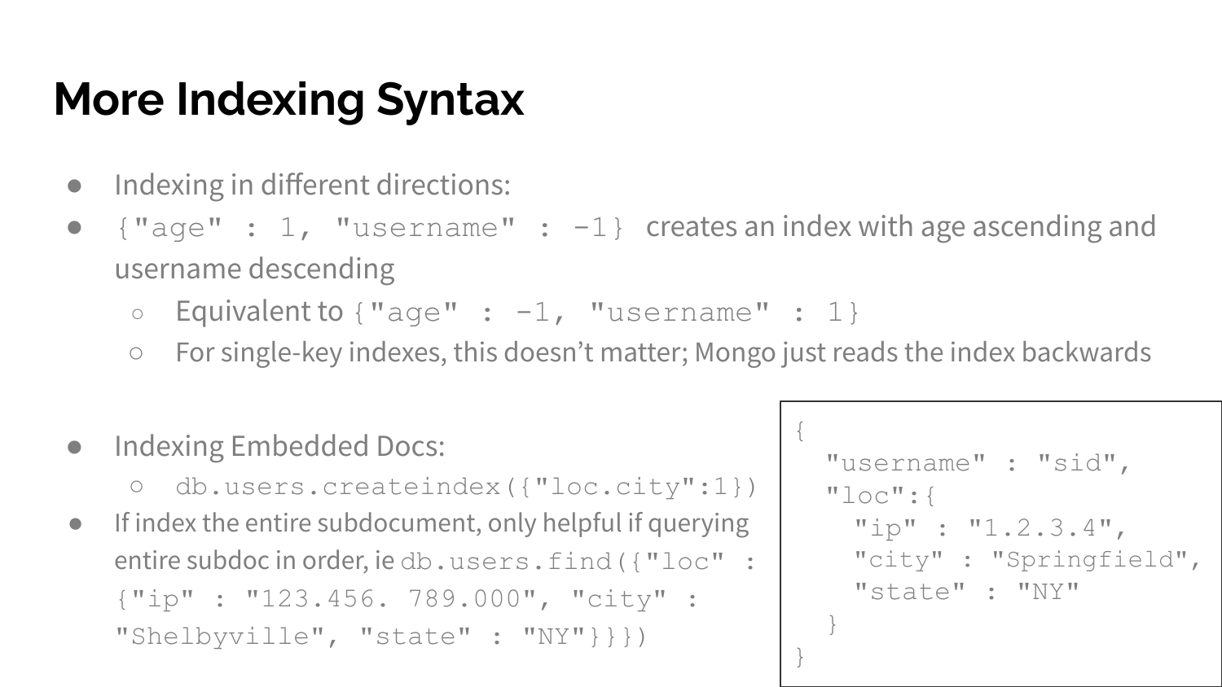# More Indexing Syntax

- Indexing in different directions:
- `{"age" : 1, "username" : -1}` creates an index with age ascending and username descending
  - Equivalent to `{"age" : -1, "username" : 1}`
  - For single-key indexes, this doesn't matter; Mongo just reads the index backwards

- Indexing Embedded Docs:
  - `db.users.createindex({"loc.city":1})`
- If index the entire subdocument, only helpful if querying entire subdoc in order, ie `db.users.find({"loc" : {"ip" : "123.456. 789.000", "city" : "Shelbyville", "state" : "NY"}}})`

```
{
  "username" : "sid",
  "loc":{
    "ip" : "1.2.3.4",
    "city" : "Springfield",
    "state" : "NY"
  }
}
```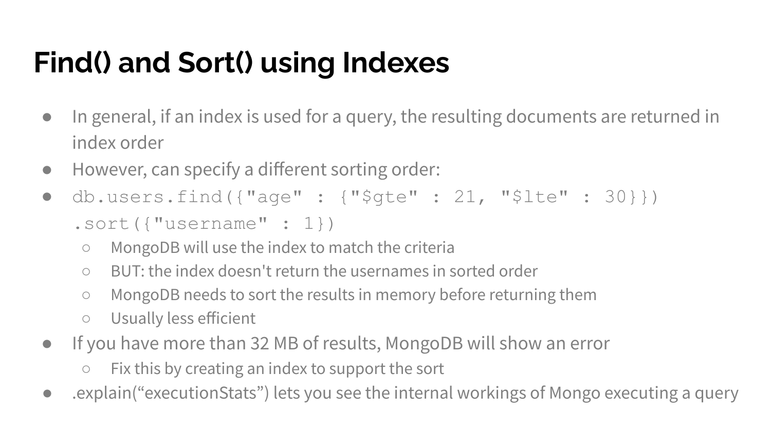# Find() and Sort() using Indexes

- In general, if an index is used for a query, the resulting documents are returned in index order
- However, can specify a different sorting order:
- ```
  db.users.find({"age" : {"$gte" : 21, "$lte" : 30}})
  .sort({"username" : 1})
  ```
  - MongoDB will use the index to match the criteria
  - BUT: the index doesn't return the usernames in sorted order
  - MongoDB needs to sort the results in memory before returning them
  - Usually less efficient
- If you have more than 32 MB of results, MongoDB will show an error
  - Fix this by creating an index to support the sort
- .explain("executionStats") lets you see the internal workings of Mongo executing a query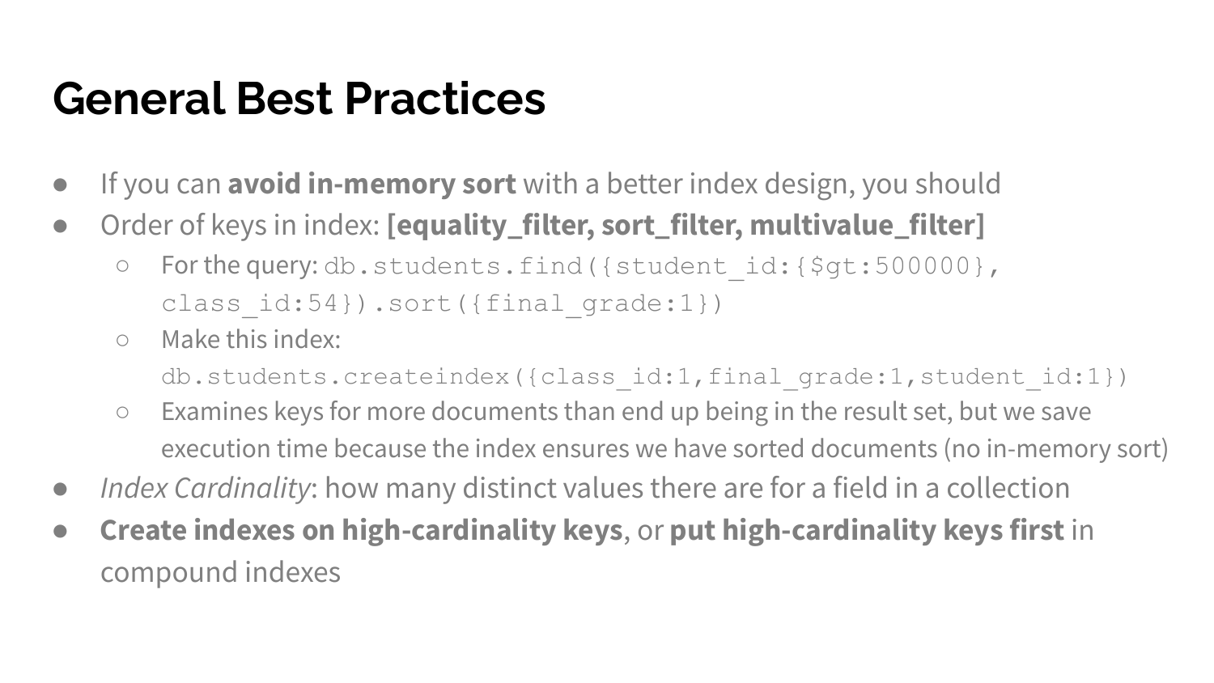# General Best Practices

- If you can **avoid in-memory sort** with a better index design, you should
- Order of keys in index: **[equality_filter, sort_filter, multivalue_filter]**
  - For the query: `db.students.find({student_id:{$gt:500000}, class_id:54}).sort({final_grade:1})`
  - Make this index: `db.students.createindex({class_id:1,final_grade:1,student_id:1})`
  - Examines keys for more documents than end up being in the result set, but we save execution time because the index ensures we have sorted documents (no in-memory sort)
- *Index Cardinality*: how many distinct values there are for a field in a collection
- **Create indexes on high-cardinality keys**, or **put high-cardinality keys first** in compound indexes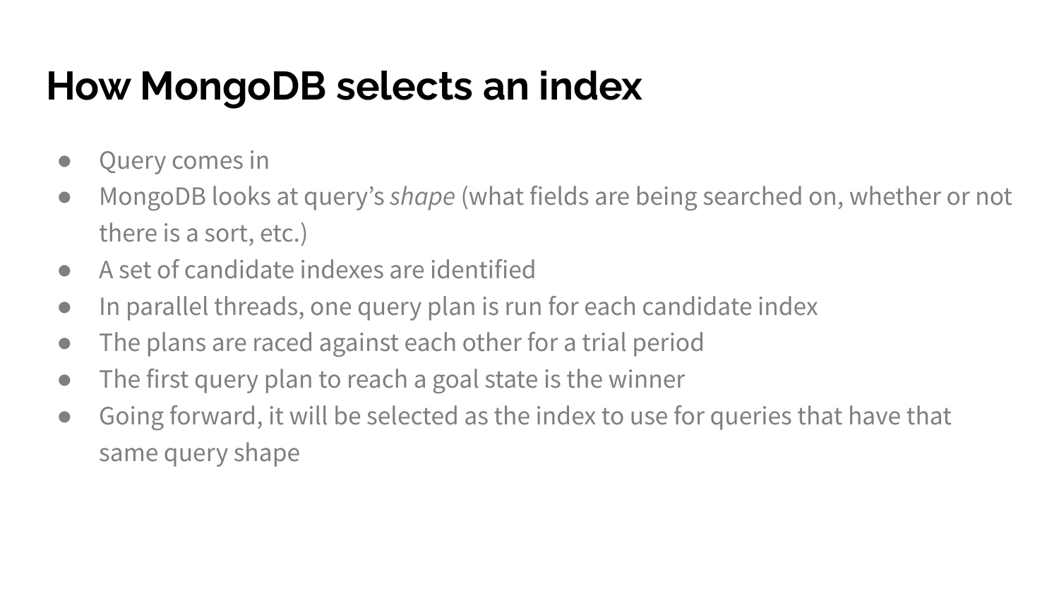# How MongoDB selects an index

- Query comes in
- MongoDB looks at query's *shape* (what fields are being searched on, whether or not there is a sort, etc.)
- A set of candidate indexes are identified
- In parallel threads, one query plan is run for each candidate index
- The plans are raced against each other for a trial period
- The first query plan to reach a goal state is the winner
- Going forward, it will be selected as the index to use for queries that have that same query shape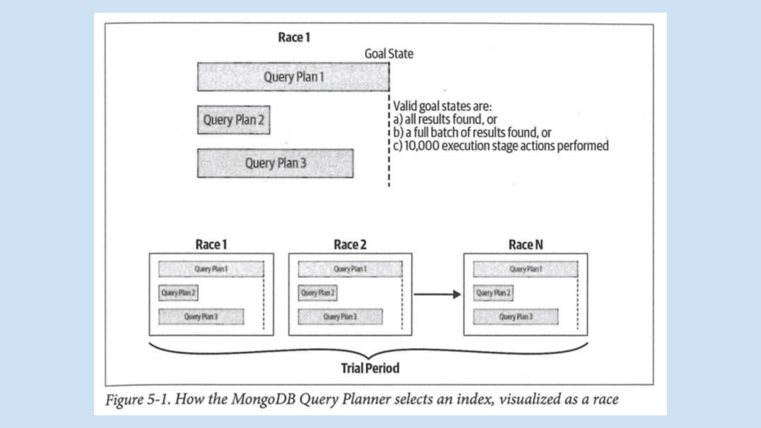**Race 1**

Goal State

Query Plan 1

Query Plan 2

Query Plan 3

Valid goal states are:
a) all results found, or
b) a full batch of results found, or
c) 10,000 execution stage actions performed

**Race 1** — Query Plan 1, Query Plan 2, Query Plan 3

**Race 2** — Query Plan 1, Query Plan 2, Query Plan 3

**Race N** — Query Plan 1, Query Plan 2, Query Plan 3

**Trial Period**

*Figure 5-1. How the MongoDB Query Planner selects an index, visualized as a race*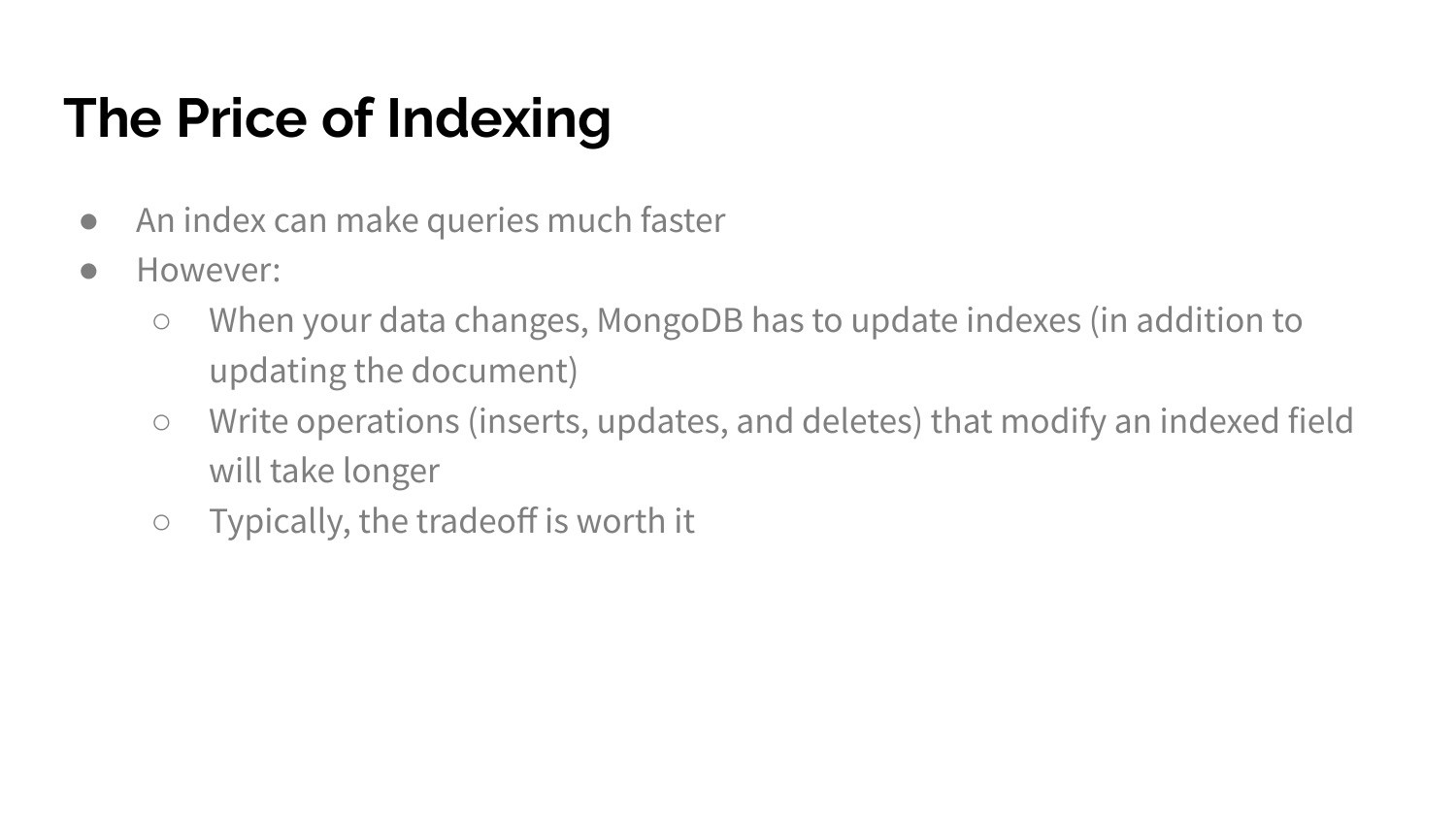# The Price of Indexing

- An index can make queries much faster
- However:
  - When your data changes, MongoDB has to update indexes (in addition to updating the document)
  - Write operations (inserts, updates, and deletes) that modify an indexed field will take longer
  - Typically, the tradeoff is worth it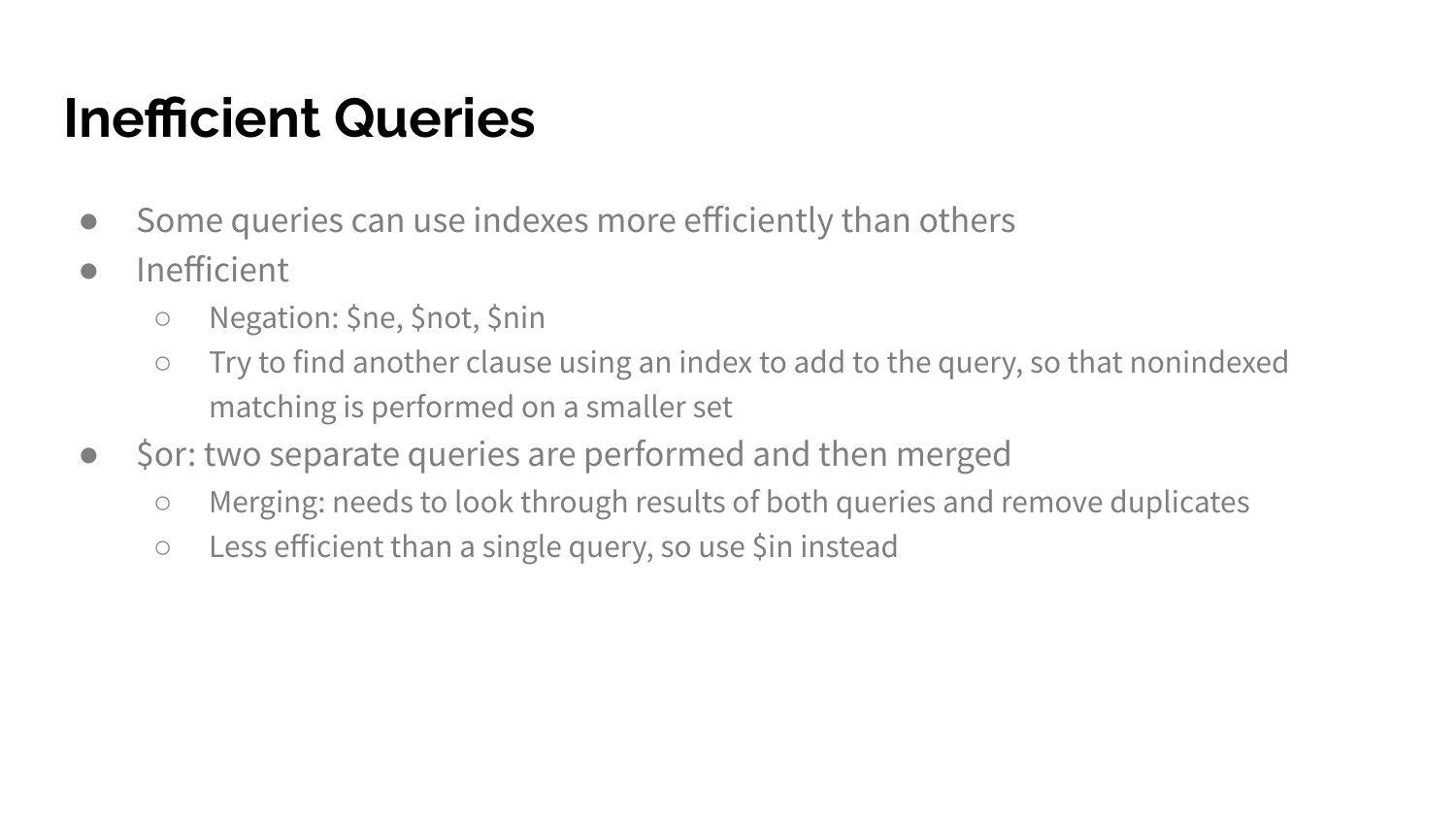# Inefficient Queries

- Some queries can use indexes more efficiently than others
- Inefficient
  - Negation: $ne, $not, $nin
  - Try to find another clause using an index to add to the query, so that nonindexed matching is performed on a smaller set
- $or: two separate queries are performed and then merged
  - Merging: needs to look through results of both queries and remove duplicates
  - Less efficient than a single query, so use $in instead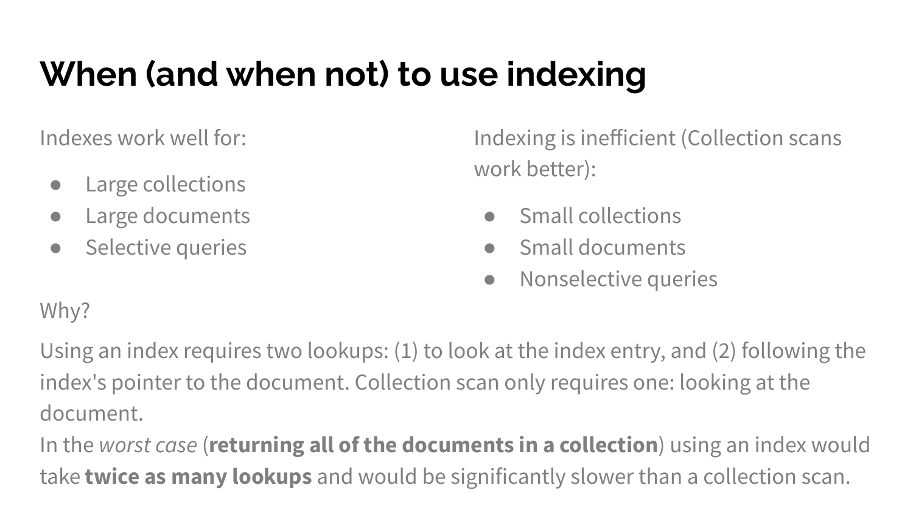# When (and when not) to use indexing

Indexes work well for:

- Large collections
- Large documents
- Selective queries

Indexing is inefficient (Collection scans work better):

- Small collections
- Small documents
- Nonselective queries

Why?

Using an index requires two lookups: (1) to look at the index entry, and (2) following the index's pointer to the document. Collection scan only requires one: looking at the document.

In the *worst case* (**returning all of the documents in a collection**) using an index would take **twice as many lookups** and would be significantly slower than a collection scan.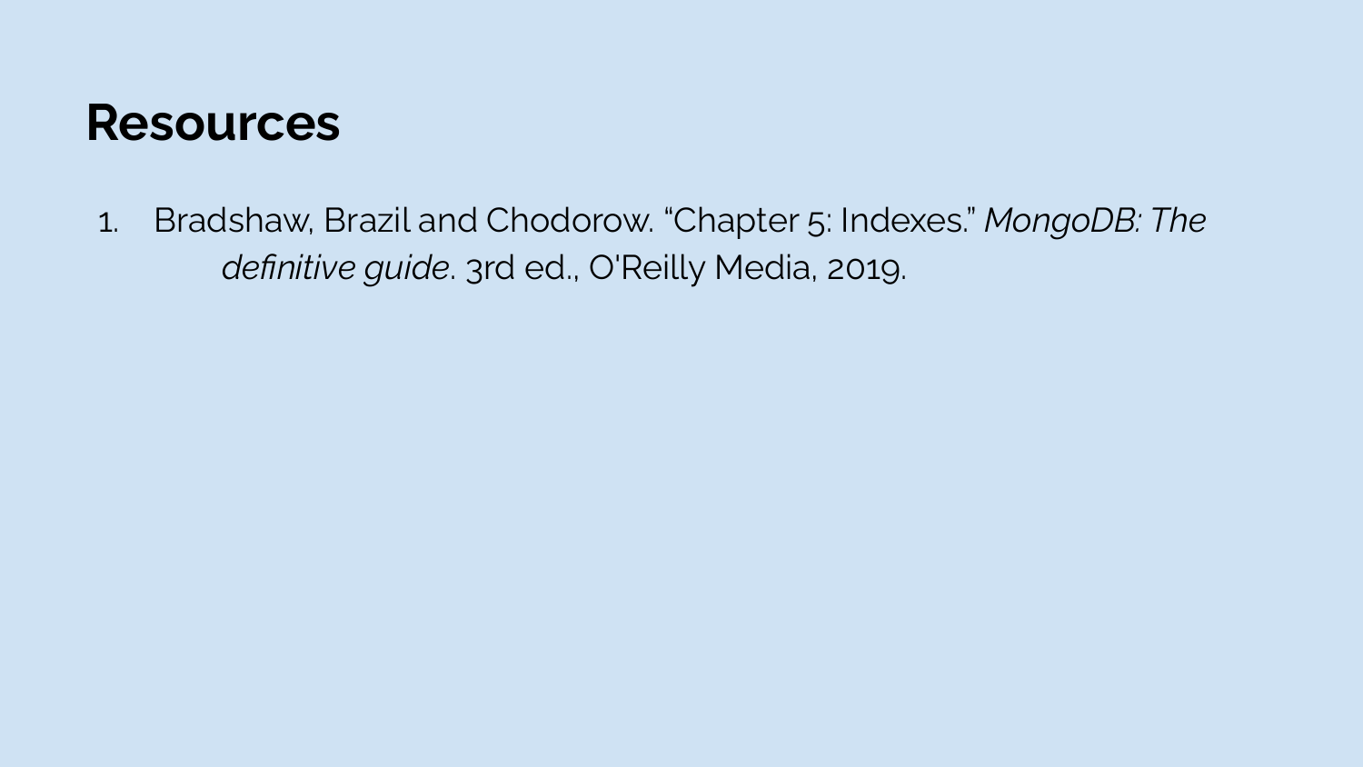# Resources

1. Bradshaw, Brazil and Chodorow. “Chapter 5: Indexes.” *MongoDB: The definitive guide*. 3rd ed., O'Reilly Media, 2019.